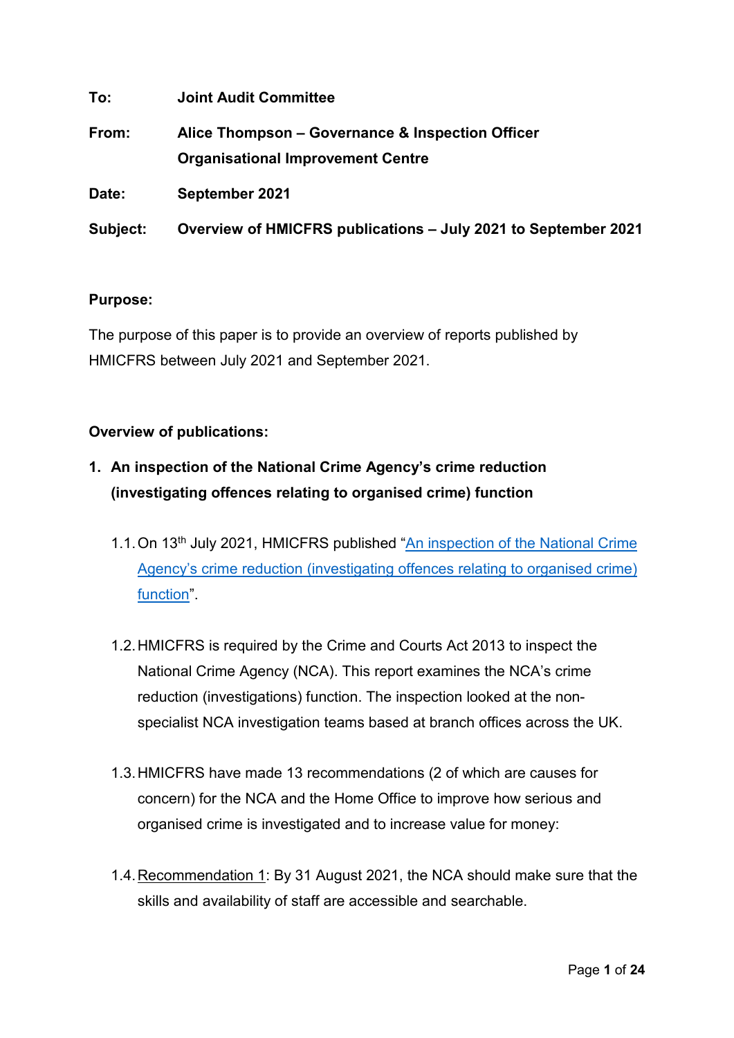**To:** Joint Audit Committee

**From:** Alice Thompson – Governance & Inspection Officer
Organisational Improvement Centre

**Date:** September 2021

**Subject:** Overview of HMICFRS publications – July 2021 to September 2021

**Purpose:**

The purpose of this paper is to provide an overview of reports published by HMICFRS between July 2021 and September 2021.

**Overview of publications:**

## 1. An inspection of the National Crime Agency's crime reduction (investigating offences relating to organised crime) function

1.1. On 13th July 2021, HMICFRS published "An inspection of the National Crime Agency's crime reduction (investigating offences relating to organised crime) function".

1.2. HMICFRS is required by the Crime and Courts Act 2013 to inspect the National Crime Agency (NCA). This report examines the NCA's crime reduction (investigations) function. The inspection looked at the non-specialist NCA investigation teams based at branch offices across the UK.

1.3. HMICFRS have made 13 recommendations (2 of which are causes for concern) for the NCA and the Home Office to improve how serious and organised crime is investigated and to increase value for money:

1.4. Recommendation 1: By 31 August 2021, the NCA should make sure that the skills and availability of staff are accessible and searchable.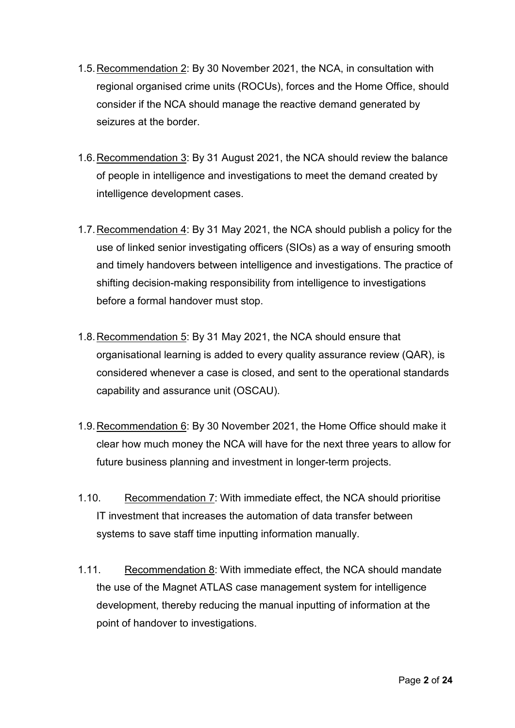1.5. Recommendation 2: By 30 November 2021, the NCA, in consultation with regional organised crime units (ROCUs), forces and the Home Office, should consider if the NCA should manage the reactive demand generated by seizures at the border.

1.6. Recommendation 3: By 31 August 2021, the NCA should review the balance of people in intelligence and investigations to meet the demand created by intelligence development cases.

1.7. Recommendation 4: By 31 May 2021, the NCA should publish a policy for the use of linked senior investigating officers (SIOs) as a way of ensuring smooth and timely handovers between intelligence and investigations. The practice of shifting decision-making responsibility from intelligence to investigations before a formal handover must stop.

1.8. Recommendation 5: By 31 May 2021, the NCA should ensure that organisational learning is added to every quality assurance review (QAR), is considered whenever a case is closed, and sent to the operational standards capability and assurance unit (OSCAU).

1.9. Recommendation 6: By 30 November 2021, the Home Office should make it clear how much money the NCA will have for the next three years to allow for future business planning and investment in longer-term projects.

1.10. Recommendation 7: With immediate effect, the NCA should prioritise IT investment that increases the automation of data transfer between systems to save staff time inputting information manually.

1.11. Recommendation 8: With immediate effect, the NCA should mandate the use of the Magnet ATLAS case management system for intelligence development, thereby reducing the manual inputting of information at the point of handover to investigations.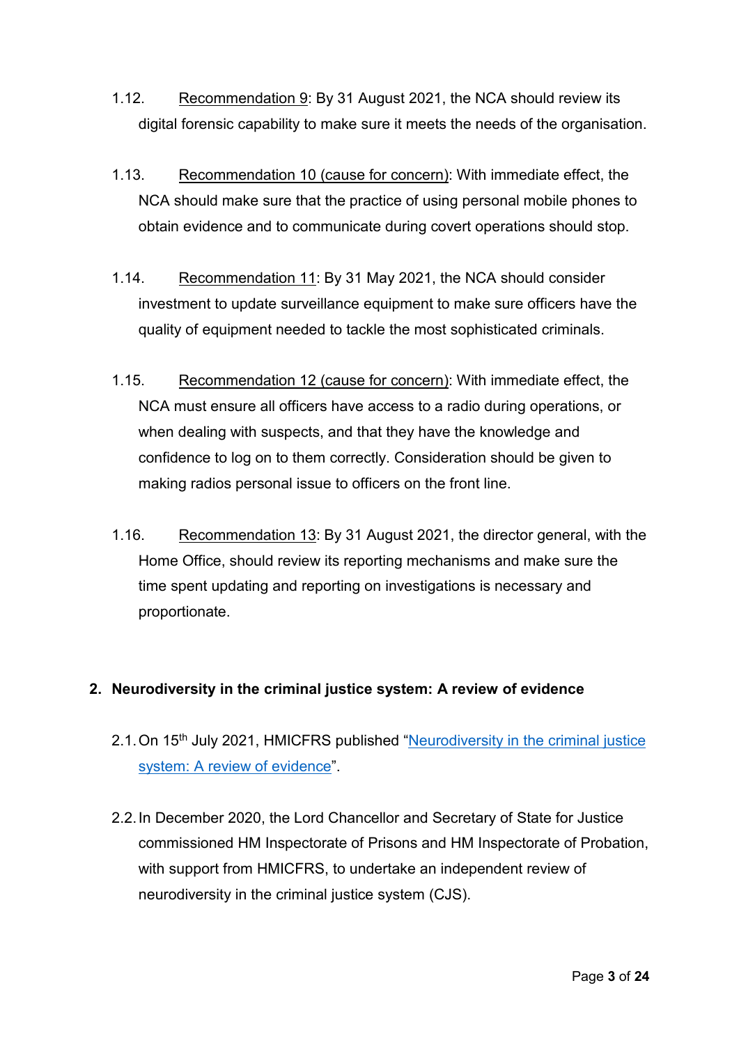1.12. Recommendation 9: By 31 August 2021, the NCA should review its digital forensic capability to make sure it meets the needs of the organisation.

1.13. Recommendation 10 (cause for concern): With immediate effect, the NCA should make sure that the practice of using personal mobile phones to obtain evidence and to communicate during covert operations should stop.

1.14. Recommendation 11: By 31 May 2021, the NCA should consider investment to update surveillance equipment to make sure officers have the quality of equipment needed to tackle the most sophisticated criminals.

1.15. Recommendation 12 (cause for concern): With immediate effect, the NCA must ensure all officers have access to a radio during operations, or when dealing with suspects, and that they have the knowledge and confidence to log on to them correctly. Consideration should be given to making radios personal issue to officers on the front line.

1.16. Recommendation 13: By 31 August 2021, the director general, with the Home Office, should review its reporting mechanisms and make sure the time spent updating and reporting on investigations is necessary and proportionate.

## 2. Neurodiversity in the criminal justice system: A review of evidence

2.1. On 15th July 2021, HMICFRS published "Neurodiversity in the criminal justice system: A review of evidence".

2.2. In December 2020, the Lord Chancellor and Secretary of State for Justice commissioned HM Inspectorate of Prisons and HM Inspectorate of Probation, with support from HMICFRS, to undertake an independent review of neurodiversity in the criminal justice system (CJS).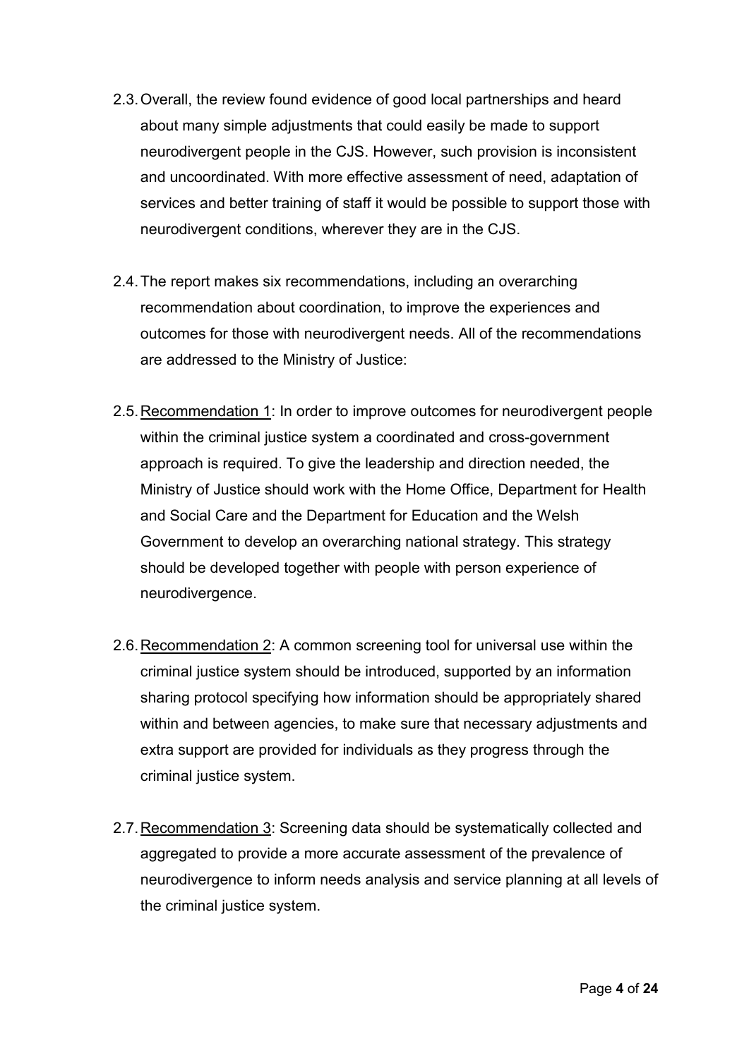2.3. Overall, the review found evidence of good local partnerships and heard about many simple adjustments that could easily be made to support neurodivergent people in the CJS. However, such provision is inconsistent and uncoordinated. With more effective assessment of need, adaptation of services and better training of staff it would be possible to support those with neurodivergent conditions, wherever they are in the CJS.

2.4. The report makes six recommendations, including an overarching recommendation about coordination, to improve the experiences and outcomes for those with neurodivergent needs. All of the recommendations are addressed to the Ministry of Justice:

2.5. Recommendation 1: In order to improve outcomes for neurodivergent people within the criminal justice system a coordinated and cross-government approach is required. To give the leadership and direction needed, the Ministry of Justice should work with the Home Office, Department for Health and Social Care and the Department for Education and the Welsh Government to develop an overarching national strategy. This strategy should be developed together with people with person experience of neurodivergence.

2.6. Recommendation 2: A common screening tool for universal use within the criminal justice system should be introduced, supported by an information sharing protocol specifying how information should be appropriately shared within and between agencies, to make sure that necessary adjustments and extra support are provided for individuals as they progress through the criminal justice system.

2.7. Recommendation 3: Screening data should be systematically collected and aggregated to provide a more accurate assessment of the prevalence of neurodivergence to inform needs analysis and service planning at all levels of the criminal justice system.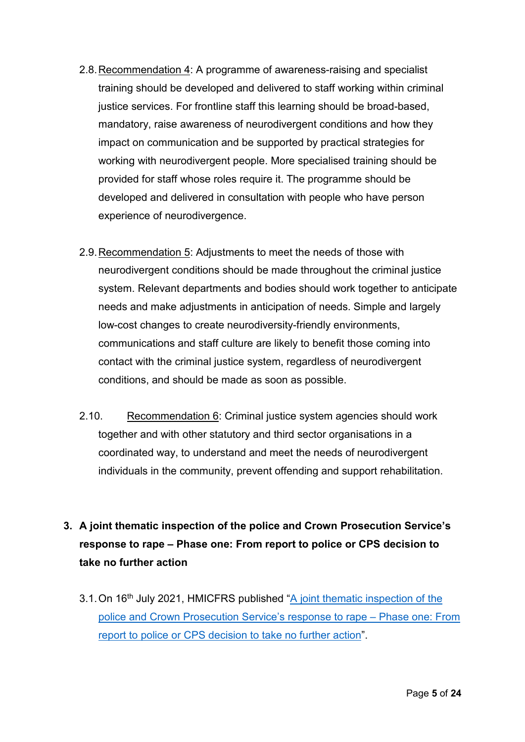2.8. Recommendation 4: A programme of awareness-raising and specialist training should be developed and delivered to staff working within criminal justice services. For frontline staff this learning should be broad-based, mandatory, raise awareness of neurodivergent conditions and how they impact on communication and be supported by practical strategies for working with neurodivergent people. More specialised training should be provided for staff whose roles require it. The programme should be developed and delivered in consultation with people who have person experience of neurodivergence.

2.9. Recommendation 5: Adjustments to meet the needs of those with neurodivergent conditions should be made throughout the criminal justice system. Relevant departments and bodies should work together to anticipate needs and make adjustments in anticipation of needs. Simple and largely low-cost changes to create neurodiversity-friendly environments, communications and staff culture are likely to benefit those coming into contact with the criminal justice system, regardless of neurodivergent conditions, and should be made as soon as possible.

2.10. Recommendation 6: Criminal justice system agencies should work together and with other statutory and third sector organisations in a coordinated way, to understand and meet the needs of neurodivergent individuals in the community, prevent offending and support rehabilitation.

## 3. A joint thematic inspection of the police and Crown Prosecution Service's response to rape – Phase one: From report to police or CPS decision to take no further action

3.1. On 16th July 2021, HMICFRS published "A joint thematic inspection of the police and Crown Prosecution Service's response to rape – Phase one: From report to police or CPS decision to take no further action".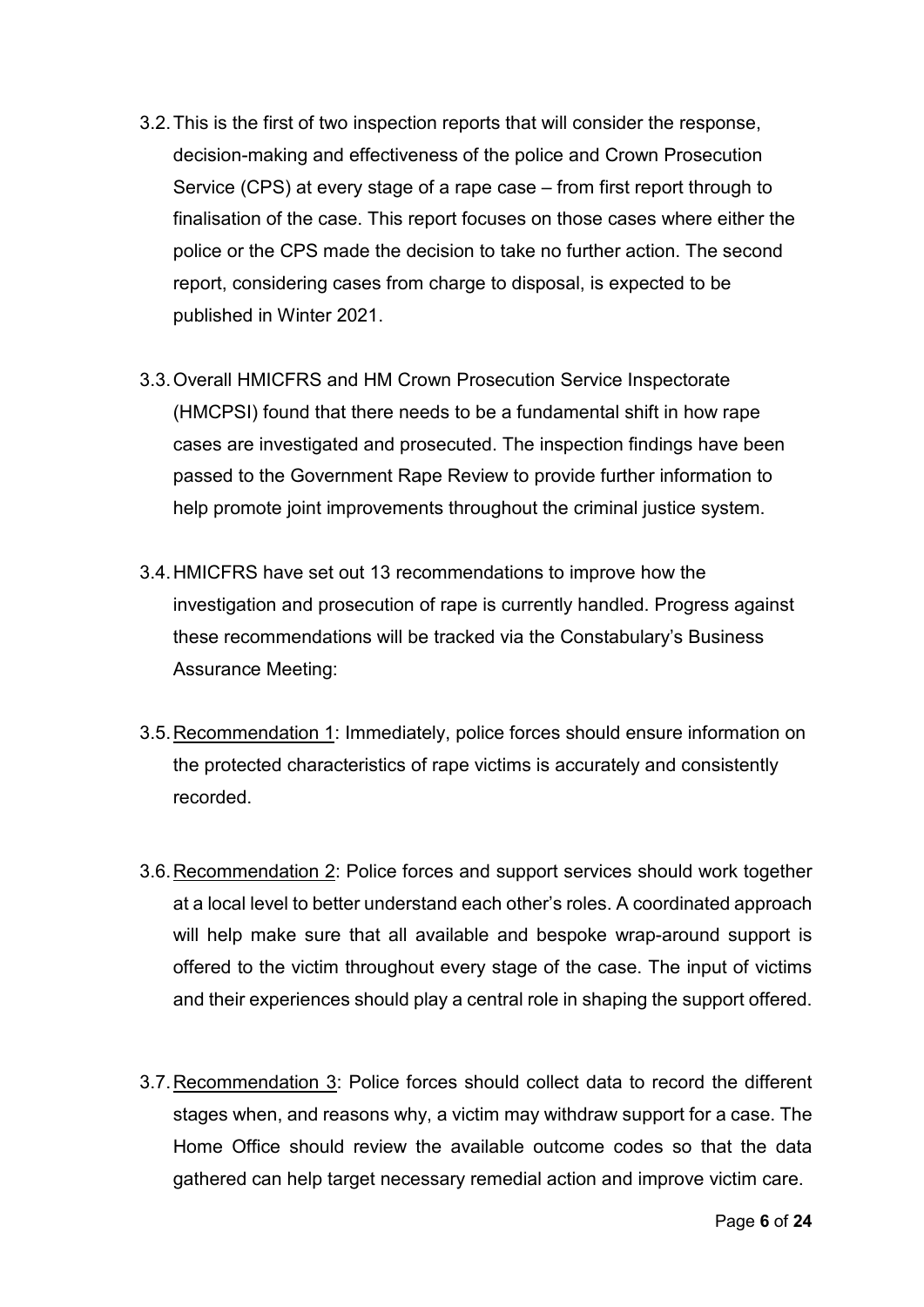3.2. This is the first of two inspection reports that will consider the response, decision-making and effectiveness of the police and Crown Prosecution Service (CPS) at every stage of a rape case – from first report through to finalisation of the case. This report focuses on those cases where either the police or the CPS made the decision to take no further action. The second report, considering cases from charge to disposal, is expected to be published in Winter 2021.

3.3. Overall HMICFRS and HM Crown Prosecution Service Inspectorate (HMCPSI) found that there needs to be a fundamental shift in how rape cases are investigated and prosecuted. The inspection findings have been passed to the Government Rape Review to provide further information to help promote joint improvements throughout the criminal justice system.

3.4. HMICFRS have set out 13 recommendations to improve how the investigation and prosecution of rape is currently handled. Progress against these recommendations will be tracked via the Constabulary's Business Assurance Meeting:

3.5. <u>Recommendation 1</u>: Immediately, police forces should ensure information on the protected characteristics of rape victims is accurately and consistently recorded.

3.6. <u>Recommendation 2</u>: Police forces and support services should work together at a local level to better understand each other's roles. A coordinated approach will help make sure that all available and bespoke wrap-around support is offered to the victim throughout every stage of the case. The input of victims and their experiences should play a central role in shaping the support offered.

3.7. <u>Recommendation 3</u>: Police forces should collect data to record the different stages when, and reasons why, a victim may withdraw support for a case. The Home Office should review the available outcome codes so that the data gathered can help target necessary remedial action and improve victim care.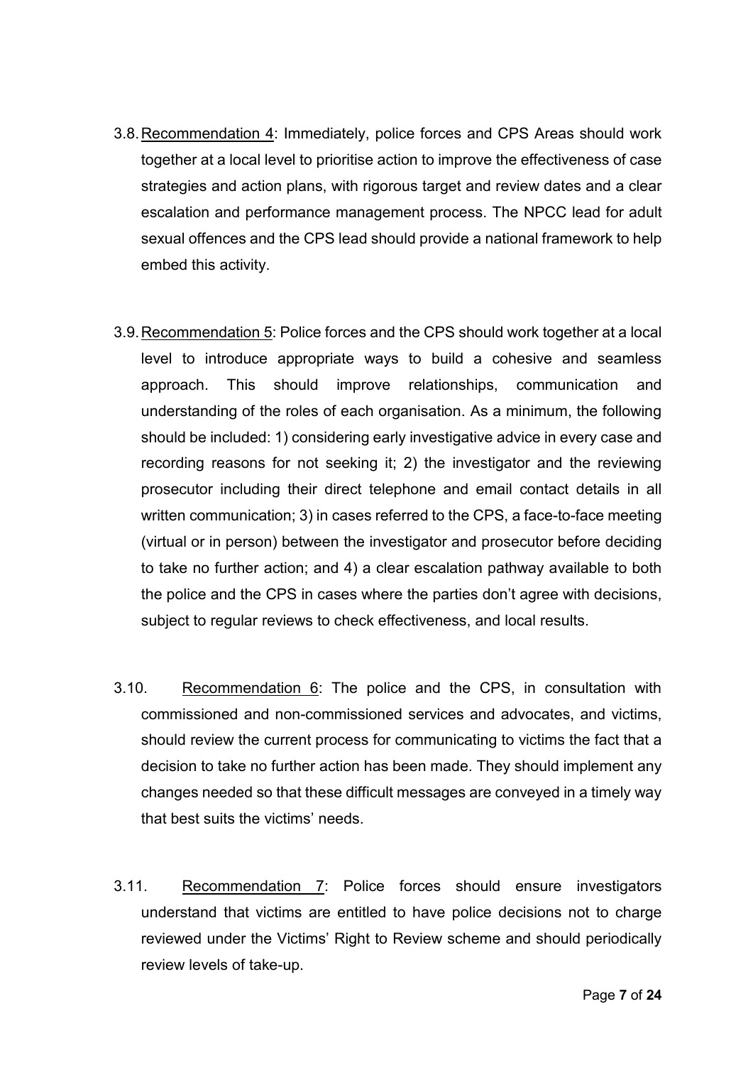3.8. Recommendation 4: Immediately, police forces and CPS Areas should work together at a local level to prioritise action to improve the effectiveness of case strategies and action plans, with rigorous target and review dates and a clear escalation and performance management process. The NPCC lead for adult sexual offences and the CPS lead should provide a national framework to help embed this activity.

3.9. Recommendation 5: Police forces and the CPS should work together at a local level to introduce appropriate ways to build a cohesive and seamless approach. This should improve relationships, communication and understanding of the roles of each organisation. As a minimum, the following should be included: 1) considering early investigative advice in every case and recording reasons for not seeking it; 2) the investigator and the reviewing prosecutor including their direct telephone and email contact details in all written communication; 3) in cases referred to the CPS, a face-to-face meeting (virtual or in person) between the investigator and prosecutor before deciding to take no further action; and 4) a clear escalation pathway available to both the police and the CPS in cases where the parties don't agree with decisions, subject to regular reviews to check effectiveness, and local results.

3.10. Recommendation 6: The police and the CPS, in consultation with commissioned and non-commissioned services and advocates, and victims, should review the current process for communicating to victims the fact that a decision to take no further action has been made. They should implement any changes needed so that these difficult messages are conveyed in a timely way that best suits the victims' needs.

3.11. Recommendation 7: Police forces should ensure investigators understand that victims are entitled to have police decisions not to charge reviewed under the Victims' Right to Review scheme and should periodically review levels of take-up.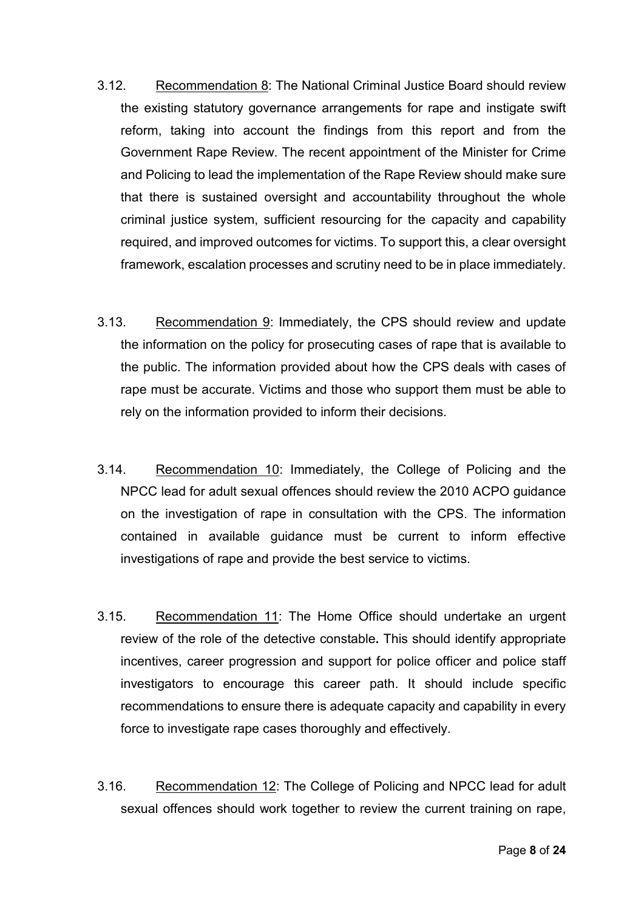3.12. Recommendation 8: The National Criminal Justice Board should review the existing statutory governance arrangements for rape and instigate swift reform, taking into account the findings from this report and from the Government Rape Review. The recent appointment of the Minister for Crime and Policing to lead the implementation of the Rape Review should make sure that there is sustained oversight and accountability throughout the whole criminal justice system, sufficient resourcing for the capacity and capability required, and improved outcomes for victims. To support this, a clear oversight framework, escalation processes and scrutiny need to be in place immediately.

3.13. Recommendation 9: Immediately, the CPS should review and update the information on the policy for prosecuting cases of rape that is available to the public. The information provided about how the CPS deals with cases of rape must be accurate. Victims and those who support them must be able to rely on the information provided to inform their decisions.

3.14. Recommendation 10: Immediately, the College of Policing and the NPCC lead for adult sexual offences should review the 2010 ACPO guidance on the investigation of rape in consultation with the CPS. The information contained in available guidance must be current to inform effective investigations of rape and provide the best service to victims.

3.15. Recommendation 11: The Home Office should undertake an urgent review of the role of the detective constable**.** This should identify appropriate incentives, career progression and support for police officer and police staff investigators to encourage this career path. It should include specific recommendations to ensure there is adequate capacity and capability in every force to investigate rape cases thoroughly and effectively.

3.16. Recommendation 12: The College of Policing and NPCC lead for adult sexual offences should work together to review the current training on rape,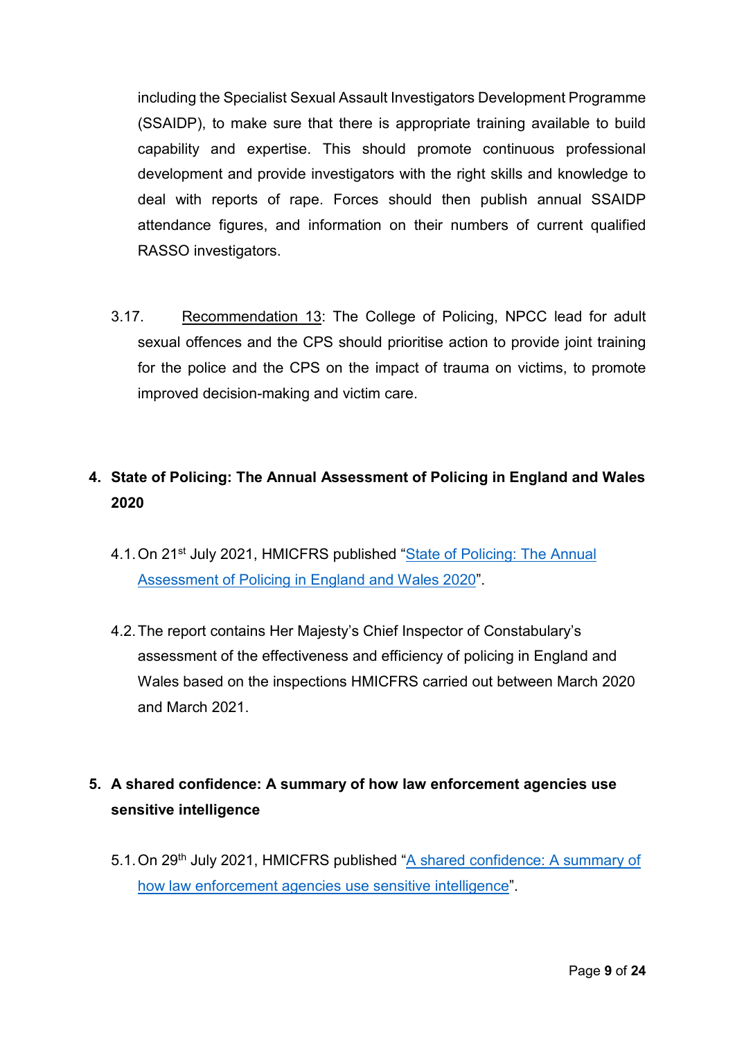including the Specialist Sexual Assault Investigators Development Programme (SSAIDP), to make sure that there is appropriate training available to build capability and expertise. This should promote continuous professional development and provide investigators with the right skills and knowledge to deal with reports of rape. Forces should then publish annual SSAIDP attendance figures, and information on their numbers of current qualified RASSO investigators.

3.17. Recommendation 13: The College of Policing, NPCC lead for adult sexual offences and the CPS should prioritise action to provide joint training for the police and the CPS on the impact of trauma on victims, to promote improved decision-making and victim care.

## 4. State of Policing: The Annual Assessment of Policing in England and Wales 2020

4.1. On 21st July 2021, HMICFRS published "State of Policing: The Annual Assessment of Policing in England and Wales 2020".

4.2. The report contains Her Majesty's Chief Inspector of Constabulary's assessment of the effectiveness and efficiency of policing in England and Wales based on the inspections HMICFRS carried out between March 2020 and March 2021.

## 5. A shared confidence: A summary of how law enforcement agencies use sensitive intelligence

5.1. On 29th July 2021, HMICFRS published "A shared confidence: A summary of how law enforcement agencies use sensitive intelligence".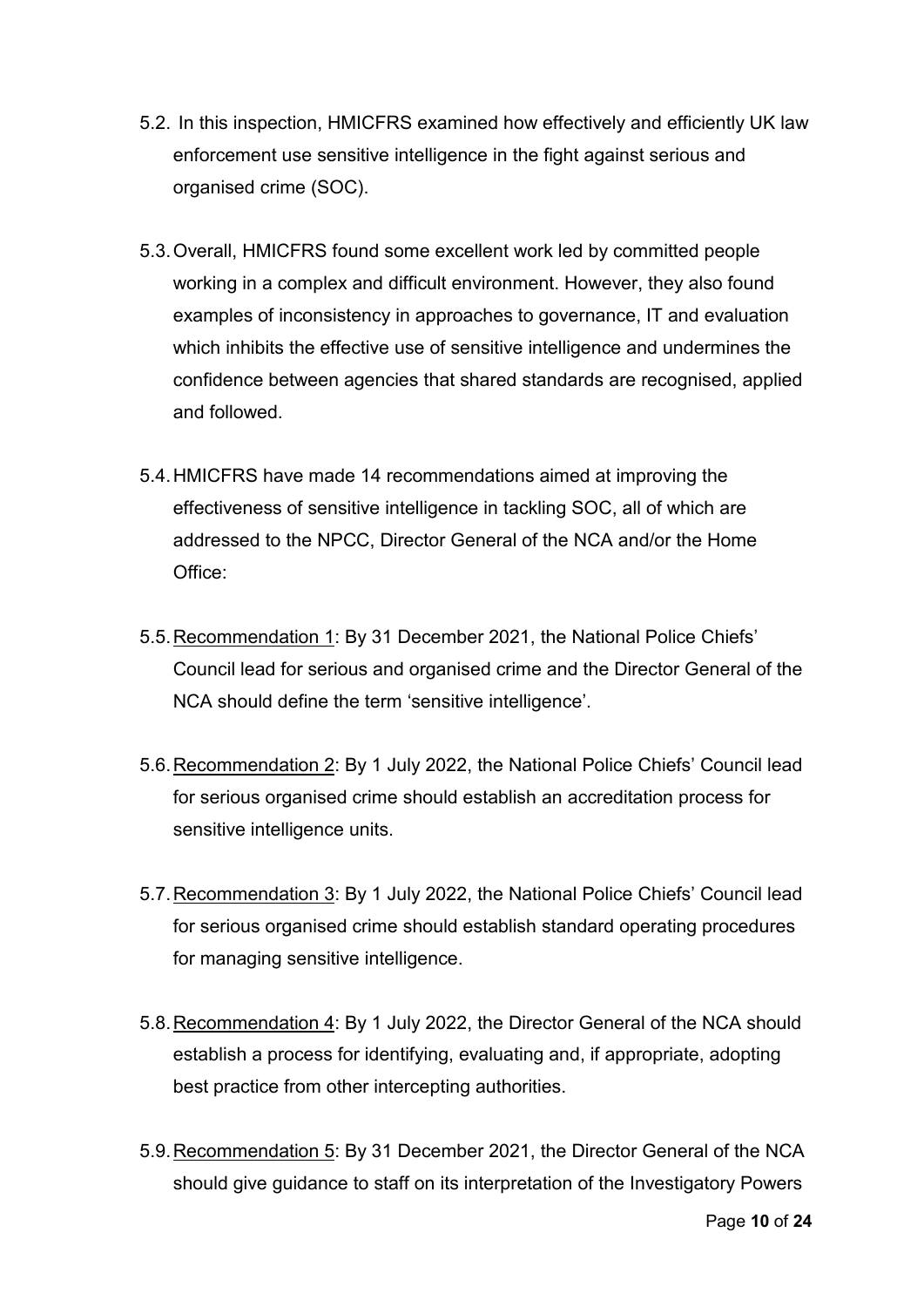5.2. In this inspection, HMICFRS examined how effectively and efficiently UK law enforcement use sensitive intelligence in the fight against serious and organised crime (SOC).

5.3. Overall, HMICFRS found some excellent work led by committed people working in a complex and difficult environment. However, they also found examples of inconsistency in approaches to governance, IT and evaluation which inhibits the effective use of sensitive intelligence and undermines the confidence between agencies that shared standards are recognised, applied and followed.

5.4. HMICFRS have made 14 recommendations aimed at improving the effectiveness of sensitive intelligence in tackling SOC, all of which are addressed to the NPCC, Director General of the NCA and/or the Home Office:

5.5. <u>Recommendation 1</u>: By 31 December 2021, the National Police Chiefs' Council lead for serious and organised crime and the Director General of the NCA should define the term 'sensitive intelligence'.

5.6. <u>Recommendation 2</u>: By 1 July 2022, the National Police Chiefs' Council lead for serious organised crime should establish an accreditation process for sensitive intelligence units.

5.7. <u>Recommendation 3</u>: By 1 July 2022, the National Police Chiefs' Council lead for serious organised crime should establish standard operating procedures for managing sensitive intelligence.

5.8. <u>Recommendation 4</u>: By 1 July 2022, the Director General of the NCA should establish a process for identifying, evaluating and, if appropriate, adopting best practice from other intercepting authorities.

5.9. <u>Recommendation 5</u>: By 31 December 2021, the Director General of the NCA should give guidance to staff on its interpretation of the Investigatory Powers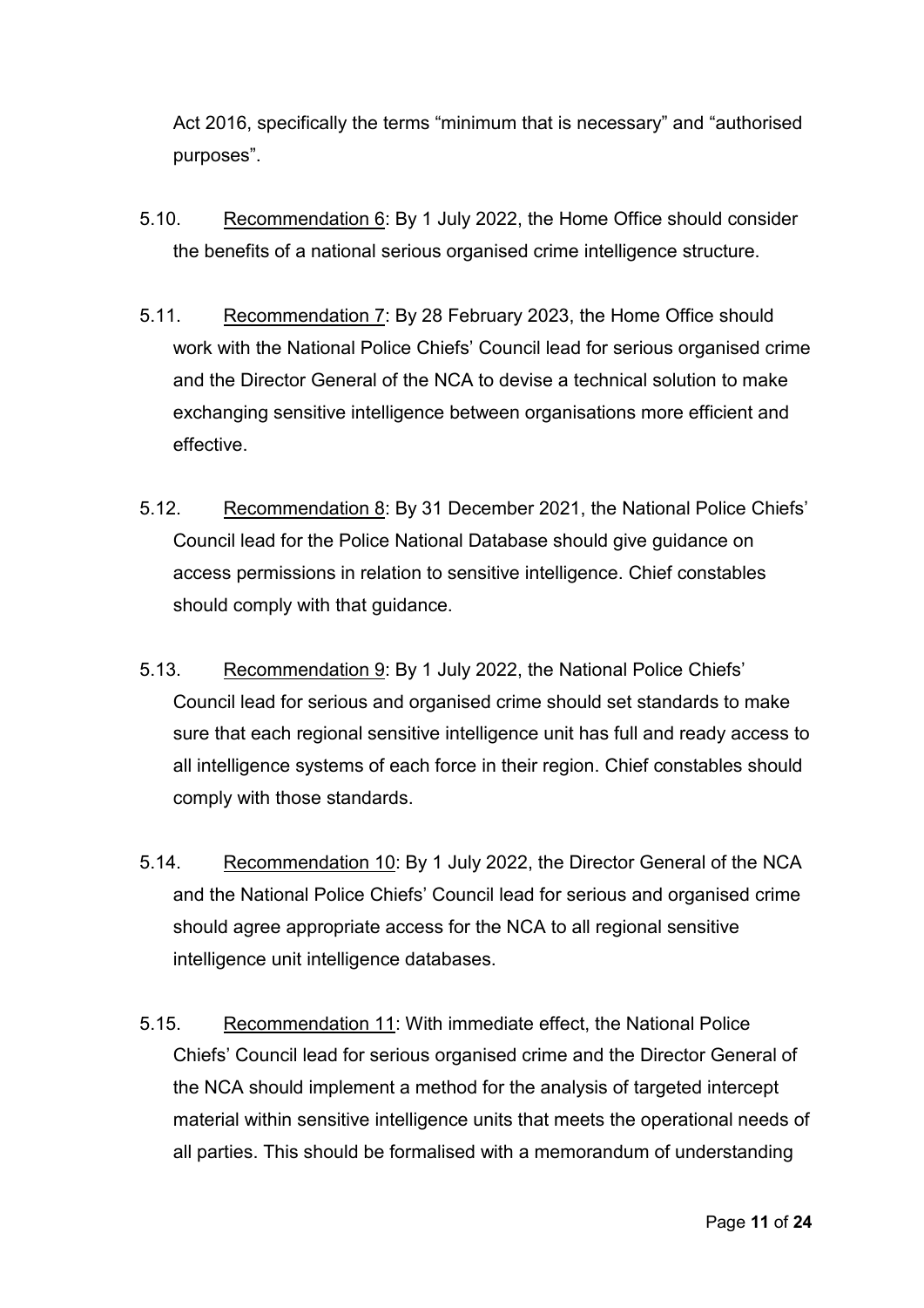Act 2016, specifically the terms "minimum that is necessary" and "authorised purposes".

5.10. Recommendation 6: By 1 July 2022, the Home Office should consider the benefits of a national serious organised crime intelligence structure.

5.11. Recommendation 7: By 28 February 2023, the Home Office should work with the National Police Chiefs' Council lead for serious organised crime and the Director General of the NCA to devise a technical solution to make exchanging sensitive intelligence between organisations more efficient and effective.

5.12. Recommendation 8: By 31 December 2021, the National Police Chiefs' Council lead for the Police National Database should give guidance on access permissions in relation to sensitive intelligence. Chief constables should comply with that guidance.

5.13. Recommendation 9: By 1 July 2022, the National Police Chiefs' Council lead for serious and organised crime should set standards to make sure that each regional sensitive intelligence unit has full and ready access to all intelligence systems of each force in their region. Chief constables should comply with those standards.

5.14. Recommendation 10: By 1 July 2022, the Director General of the NCA and the National Police Chiefs' Council lead for serious and organised crime should agree appropriate access for the NCA to all regional sensitive intelligence unit intelligence databases.

5.15. Recommendation 11: With immediate effect, the National Police Chiefs' Council lead for serious organised crime and the Director General of the NCA should implement a method for the analysis of targeted intercept material within sensitive intelligence units that meets the operational needs of all parties. This should be formalised with a memorandum of understanding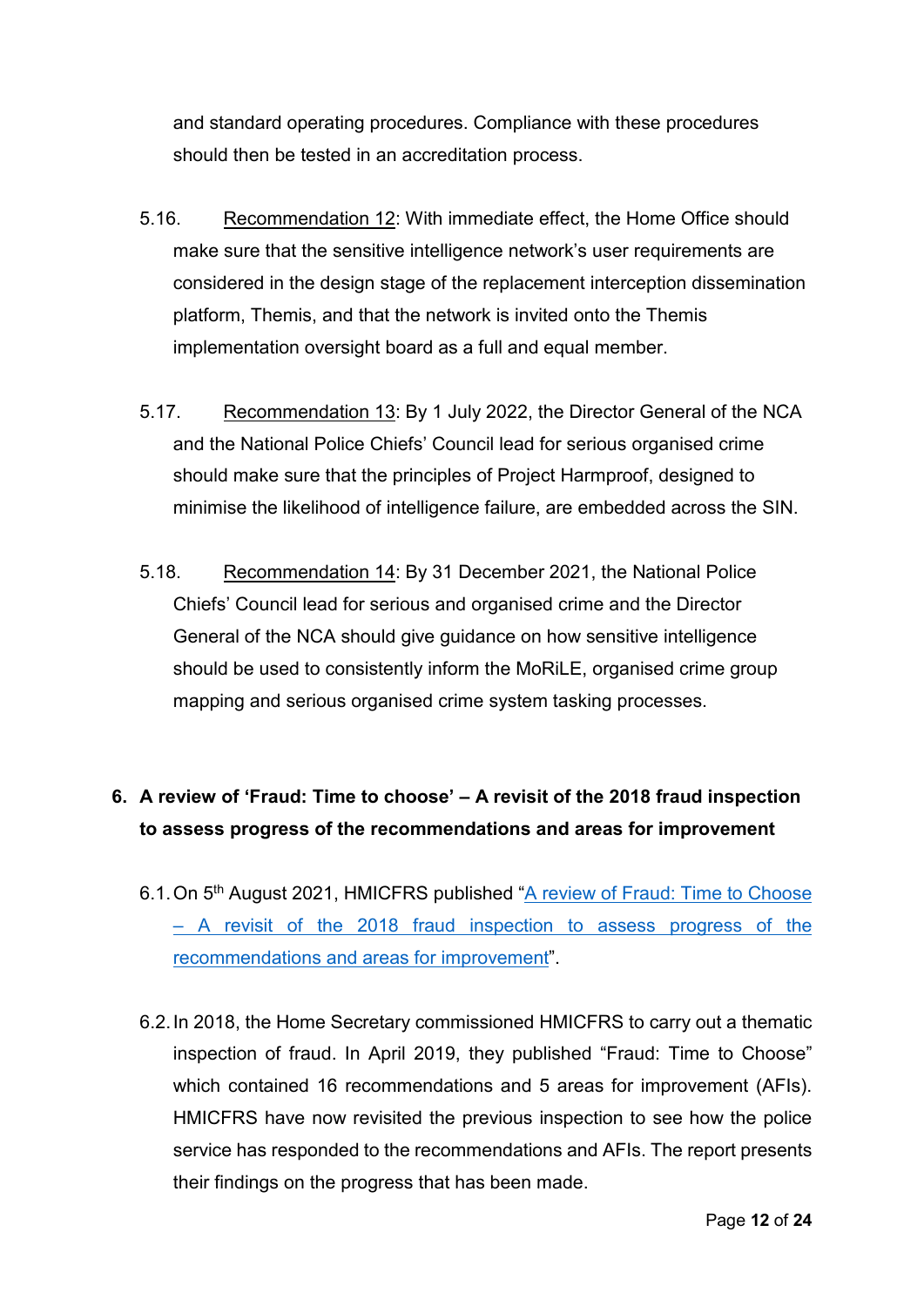and standard operating procedures. Compliance with these procedures should then be tested in an accreditation process.

5.16. Recommendation 12: With immediate effect, the Home Office should make sure that the sensitive intelligence network's user requirements are considered in the design stage of the replacement interception dissemination platform, Themis, and that the network is invited onto the Themis implementation oversight board as a full and equal member.

5.17. Recommendation 13: By 1 July 2022, the Director General of the NCA and the National Police Chiefs' Council lead for serious organised crime should make sure that the principles of Project Harmproof, designed to minimise the likelihood of intelligence failure, are embedded across the SIN.

5.18. Recommendation 14: By 31 December 2021, the National Police Chiefs' Council lead for serious and organised crime and the Director General of the NCA should give guidance on how sensitive intelligence should be used to consistently inform the MoRiLE, organised crime group mapping and serious organised crime system tasking processes.

## 6. A review of 'Fraud: Time to choose' – A revisit of the 2018 fraud inspection to assess progress of the recommendations and areas for improvement

6.1. On 5th August 2021, HMICFRS published "A review of Fraud: Time to Choose – A revisit of the 2018 fraud inspection to assess progress of the recommendations and areas for improvement".

6.2. In 2018, the Home Secretary commissioned HMICFRS to carry out a thematic inspection of fraud. In April 2019, they published "Fraud: Time to Choose" which contained 16 recommendations and 5 areas for improvement (AFIs). HMICFRS have now revisited the previous inspection to see how the police service has responded to the recommendations and AFIs. The report presents their findings on the progress that has been made.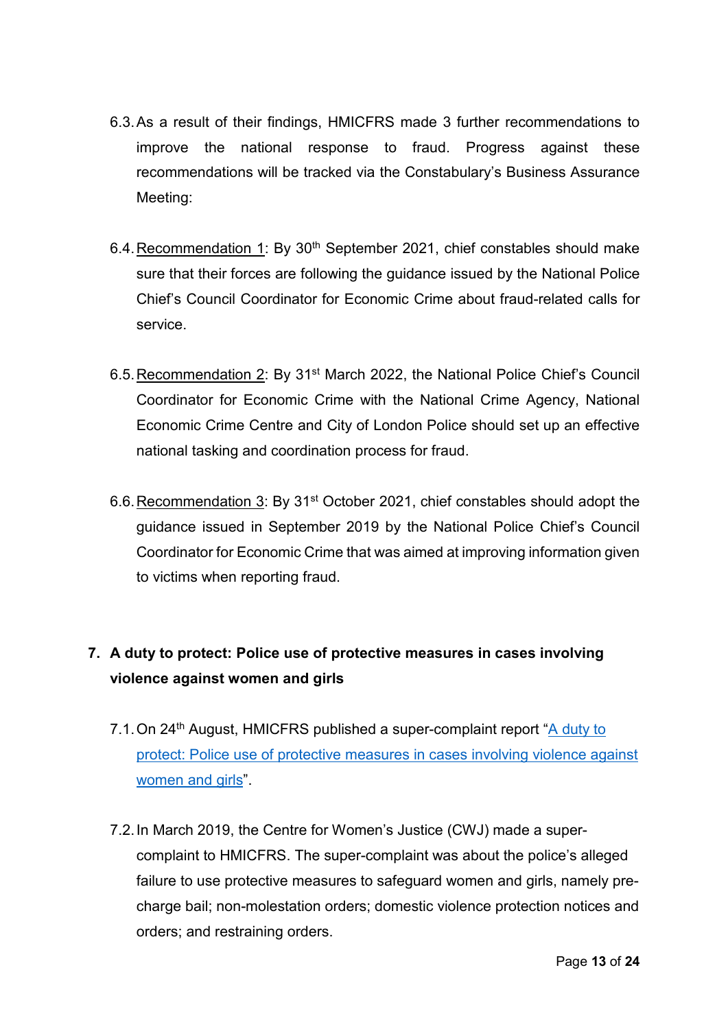6.3. As a result of their findings, HMICFRS made 3 further recommendations to improve the national response to fraud. Progress against these recommendations will be tracked via the Constabulary's Business Assurance Meeting:

6.4. Recommendation 1: By 30th September 2021, chief constables should make sure that their forces are following the guidance issued by the National Police Chief's Council Coordinator for Economic Crime about fraud-related calls for service.

6.5. Recommendation 2: By 31st March 2022, the National Police Chief's Council Coordinator for Economic Crime with the National Crime Agency, National Economic Crime Centre and City of London Police should set up an effective national tasking and coordination process for fraud.

6.6. Recommendation 3: By 31st October 2021, chief constables should adopt the guidance issued in September 2019 by the National Police Chief's Council Coordinator for Economic Crime that was aimed at improving information given to victims when reporting fraud.

## 7. A duty to protect: Police use of protective measures in cases involving violence against women and girls

7.1. On 24th August, HMICFRS published a super-complaint report "A duty to protect: Police use of protective measures in cases involving violence against women and girls".

7.2. In March 2019, the Centre for Women's Justice (CWJ) made a super-complaint to HMICFRS. The super-complaint was about the police's alleged failure to use protective measures to safeguard women and girls, namely pre-charge bail; non-molestation orders; domestic violence protection notices and orders; and restraining orders.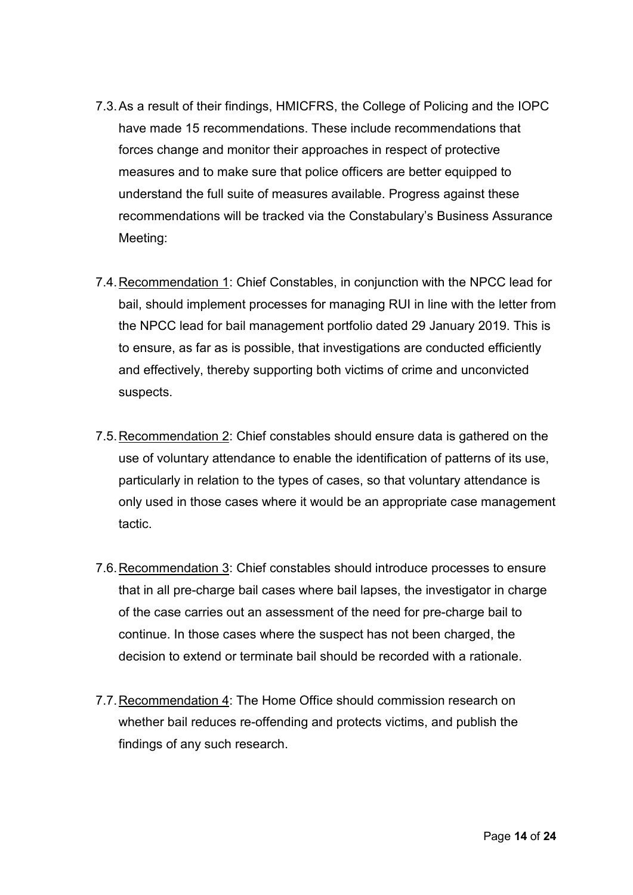7.3. As a result of their findings, HMICFRS, the College of Policing and the IOPC have made 15 recommendations. These include recommendations that forces change and monitor their approaches in respect of protective measures and to make sure that police officers are better equipped to understand the full suite of measures available. Progress against these recommendations will be tracked via the Constabulary's Business Assurance Meeting:

7.4. Recommendation 1: Chief Constables, in conjunction with the NPCC lead for bail, should implement processes for managing RUI in line with the letter from the NPCC lead for bail management portfolio dated 29 January 2019. This is to ensure, as far as is possible, that investigations are conducted efficiently and effectively, thereby supporting both victims of crime and unconvicted suspects.

7.5. Recommendation 2: Chief constables should ensure data is gathered on the use of voluntary attendance to enable the identification of patterns of its use, particularly in relation to the types of cases, so that voluntary attendance is only used in those cases where it would be an appropriate case management tactic.

7.6. Recommendation 3: Chief constables should introduce processes to ensure that in all pre-charge bail cases where bail lapses, the investigator in charge of the case carries out an assessment of the need for pre-charge bail to continue. In those cases where the suspect has not been charged, the decision to extend or terminate bail should be recorded with a rationale.

7.7. Recommendation 4: The Home Office should commission research on whether bail reduces re-offending and protects victims, and publish the findings of any such research.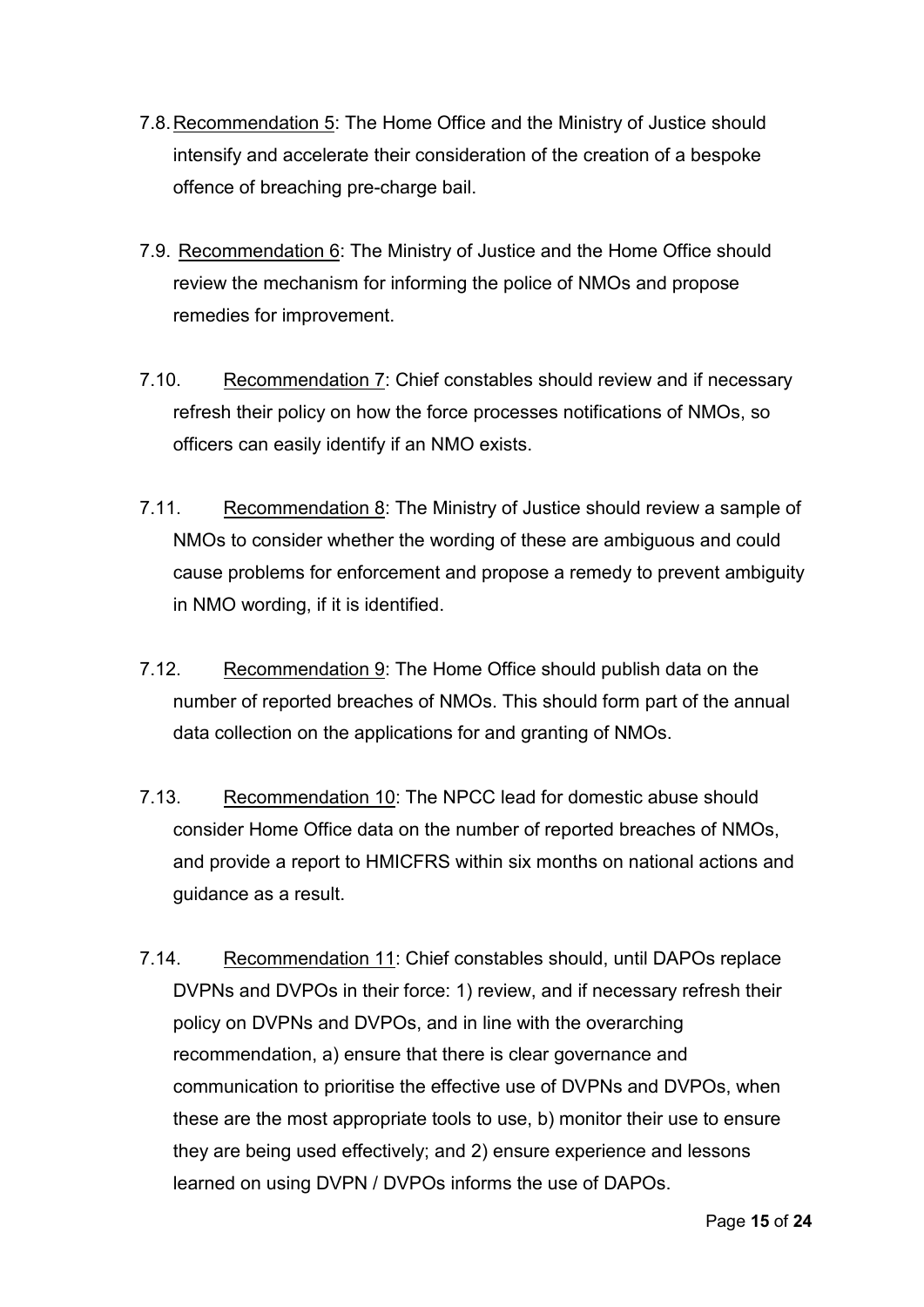7.8. Recommendation 5: The Home Office and the Ministry of Justice should intensify and accelerate their consideration of the creation of a bespoke offence of breaching pre-charge bail.

7.9. Recommendation 6: The Ministry of Justice and the Home Office should review the mechanism for informing the police of NMOs and propose remedies for improvement.

7.10. Recommendation 7: Chief constables should review and if necessary refresh their policy on how the force processes notifications of NMOs, so officers can easily identify if an NMO exists.

7.11. Recommendation 8: The Ministry of Justice should review a sample of NMOs to consider whether the wording of these are ambiguous and could cause problems for enforcement and propose a remedy to prevent ambiguity in NMO wording, if it is identified.

7.12. Recommendation 9: The Home Office should publish data on the number of reported breaches of NMOs. This should form part of the annual data collection on the applications for and granting of NMOs.

7.13. Recommendation 10: The NPCC lead for domestic abuse should consider Home Office data on the number of reported breaches of NMOs, and provide a report to HMICFRS within six months on national actions and guidance as a result.

7.14. Recommendation 11: Chief constables should, until DAPOs replace DVPNs and DVPOs in their force: 1) review, and if necessary refresh their policy on DVPNs and DVPOs, and in line with the overarching recommendation, a) ensure that there is clear governance and communication to prioritise the effective use of DVPNs and DVPOs, when these are the most appropriate tools to use, b) monitor their use to ensure they are being used effectively; and 2) ensure experience and lessons learned on using DVPN / DVPOs informs the use of DAPOs.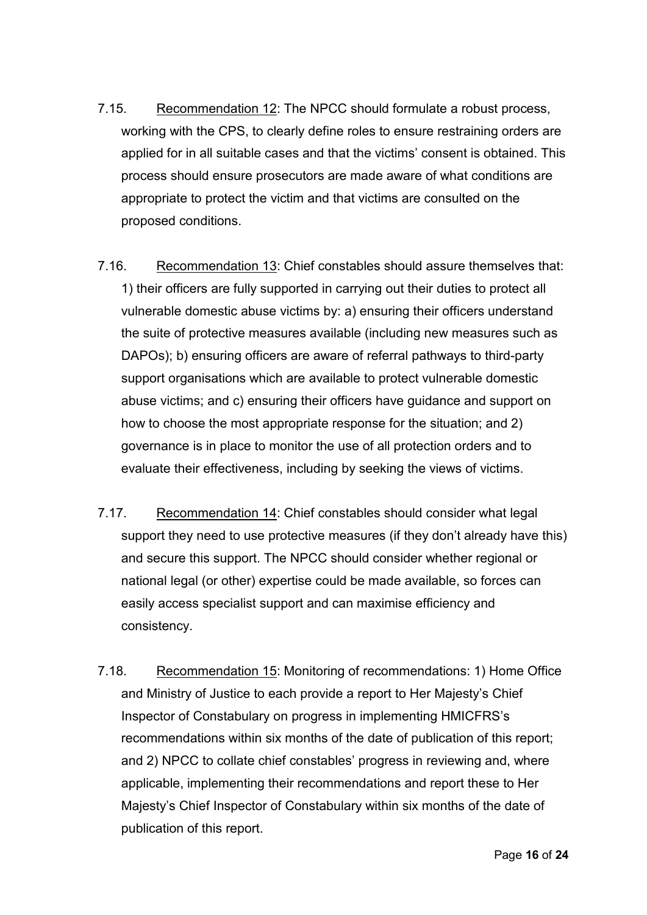7.15. Recommendation 12: The NPCC should formulate a robust process, working with the CPS, to clearly define roles to ensure restraining orders are applied for in all suitable cases and that the victims' consent is obtained. This process should ensure prosecutors are made aware of what conditions are appropriate to protect the victim and that victims are consulted on the proposed conditions.

7.16. Recommendation 13: Chief constables should assure themselves that: 1) their officers are fully supported in carrying out their duties to protect all vulnerable domestic abuse victims by: a) ensuring their officers understand the suite of protective measures available (including new measures such as DAPOs); b) ensuring officers are aware of referral pathways to third-party support organisations which are available to protect vulnerable domestic abuse victims; and c) ensuring their officers have guidance and support on how to choose the most appropriate response for the situation; and 2) governance is in place to monitor the use of all protection orders and to evaluate their effectiveness, including by seeking the views of victims.

7.17. Recommendation 14: Chief constables should consider what legal support they need to use protective measures (if they don't already have this) and secure this support. The NPCC should consider whether regional or national legal (or other) expertise could be made available, so forces can easily access specialist support and can maximise efficiency and consistency.

7.18. Recommendation 15: Monitoring of recommendations: 1) Home Office and Ministry of Justice to each provide a report to Her Majesty's Chief Inspector of Constabulary on progress in implementing HMICFRS's recommendations within six months of the date of publication of this report; and 2) NPCC to collate chief constables' progress in reviewing and, where applicable, implementing their recommendations and report these to Her Majesty's Chief Inspector of Constabulary within six months of the date of publication of this report.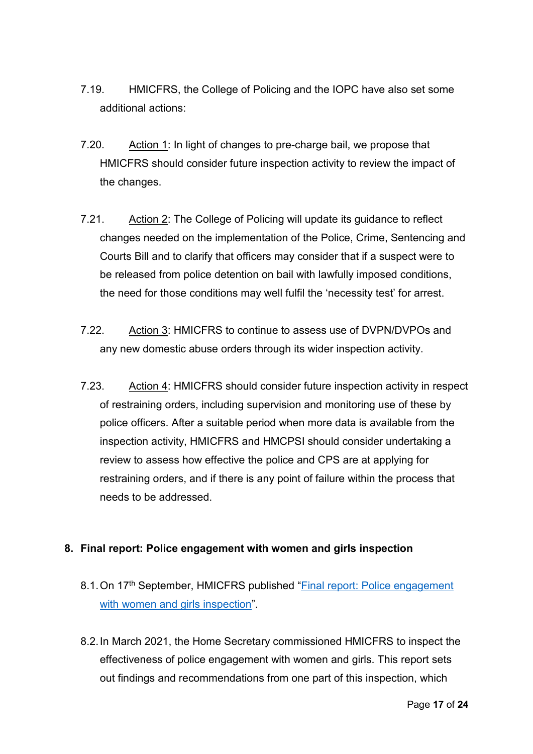7.19. HMICFRS, the College of Policing and the IOPC have also set some additional actions:

7.20. Action 1: In light of changes to pre-charge bail, we propose that HMICFRS should consider future inspection activity to review the impact of the changes.

7.21. Action 2: The College of Policing will update its guidance to reflect changes needed on the implementation of the Police, Crime, Sentencing and Courts Bill and to clarify that officers may consider that if a suspect were to be released from police detention on bail with lawfully imposed conditions, the need for those conditions may well fulfil the 'necessity test' for arrest.

7.22. Action 3: HMICFRS to continue to assess use of DVPN/DVPOs and any new domestic abuse orders through its wider inspection activity.

7.23. Action 4: HMICFRS should consider future inspection activity in respect of restraining orders, including supervision and monitoring use of these by police officers. After a suitable period when more data is available from the inspection activity, HMICFRS and HMCPSI should consider undertaking a review to assess how effective the police and CPS are at applying for restraining orders, and if there is any point of failure within the process that needs to be addressed.

## 8. Final report: Police engagement with women and girls inspection

8.1. On 17th September, HMICFRS published "[Final report: Police engagement with women and girls inspection]()".

8.2. In March 2021, the Home Secretary commissioned HMICFRS to inspect the effectiveness of police engagement with women and girls. This report sets out findings and recommendations from one part of this inspection, which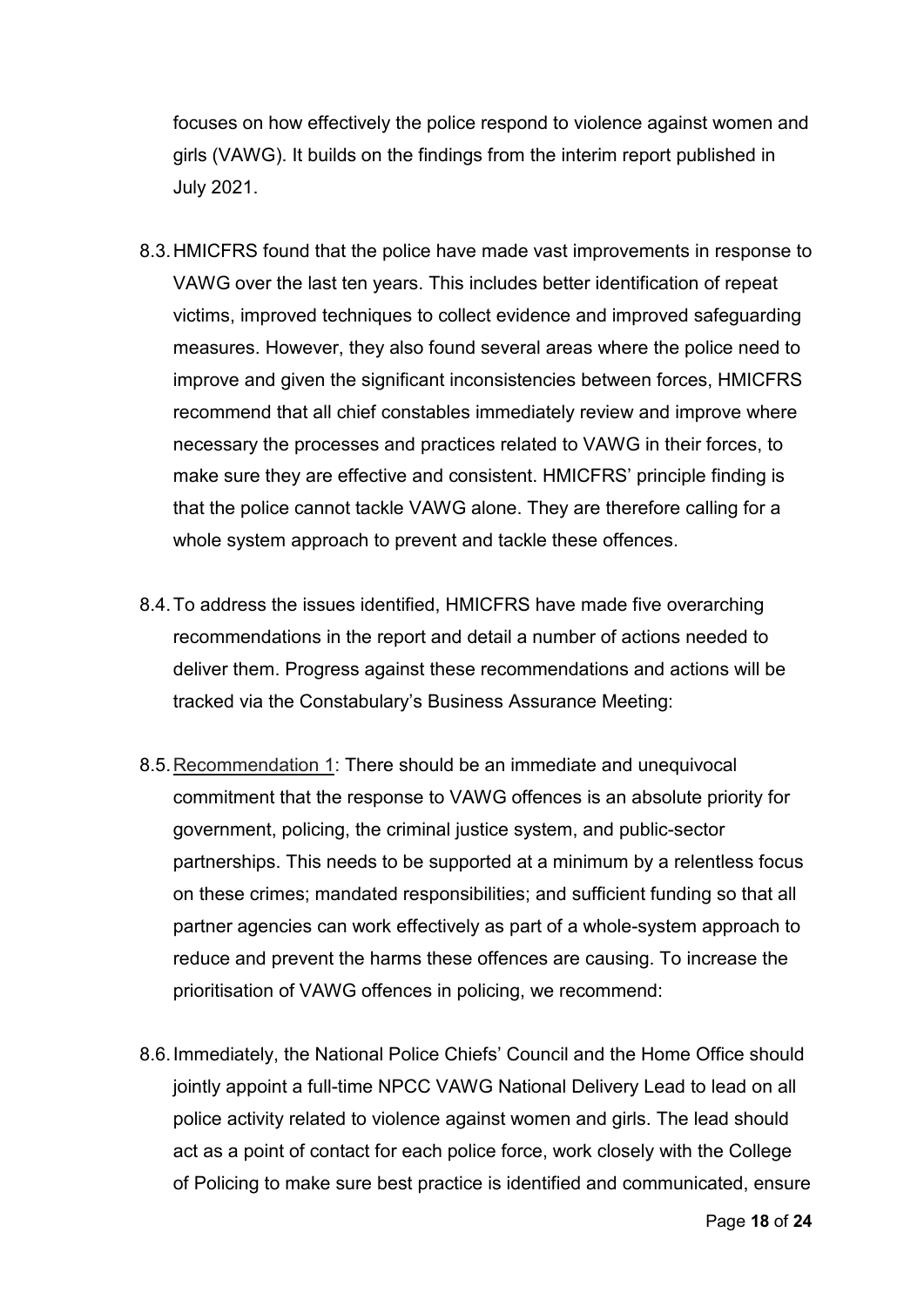focuses on how effectively the police respond to violence against women and girls (VAWG). It builds on the findings from the interim report published in July 2021.

8.3. HMICFRS found that the police have made vast improvements in response to VAWG over the last ten years. This includes better identification of repeat victims, improved techniques to collect evidence and improved safeguarding measures. However, they also found several areas where the police need to improve and given the significant inconsistencies between forces, HMICFRS recommend that all chief constables immediately review and improve where necessary the processes and practices related to VAWG in their forces, to make sure they are effective and consistent. HMICFRS' principle finding is that the police cannot tackle VAWG alone. They are therefore calling for a whole system approach to prevent and tackle these offences.

8.4. To address the issues identified, HMICFRS have made five overarching recommendations in the report and detail a number of actions needed to deliver them. Progress against these recommendations and actions will be tracked via the Constabulary's Business Assurance Meeting:

8.5. <u>Recommendation 1</u>: There should be an immediate and unequivocal commitment that the response to VAWG offences is an absolute priority for government, policing, the criminal justice system, and public-sector partnerships. This needs to be supported at a minimum by a relentless focus on these crimes; mandated responsibilities; and sufficient funding so that all partner agencies can work effectively as part of a whole-system approach to reduce and prevent the harms these offences are causing. To increase the prioritisation of VAWG offences in policing, we recommend:

8.6. Immediately, the National Police Chiefs' Council and the Home Office should jointly appoint a full-time NPCC VAWG National Delivery Lead to lead on all police activity related to violence against women and girls. The lead should act as a point of contact for each police force, work closely with the College of Policing to make sure best practice is identified and communicated, ensure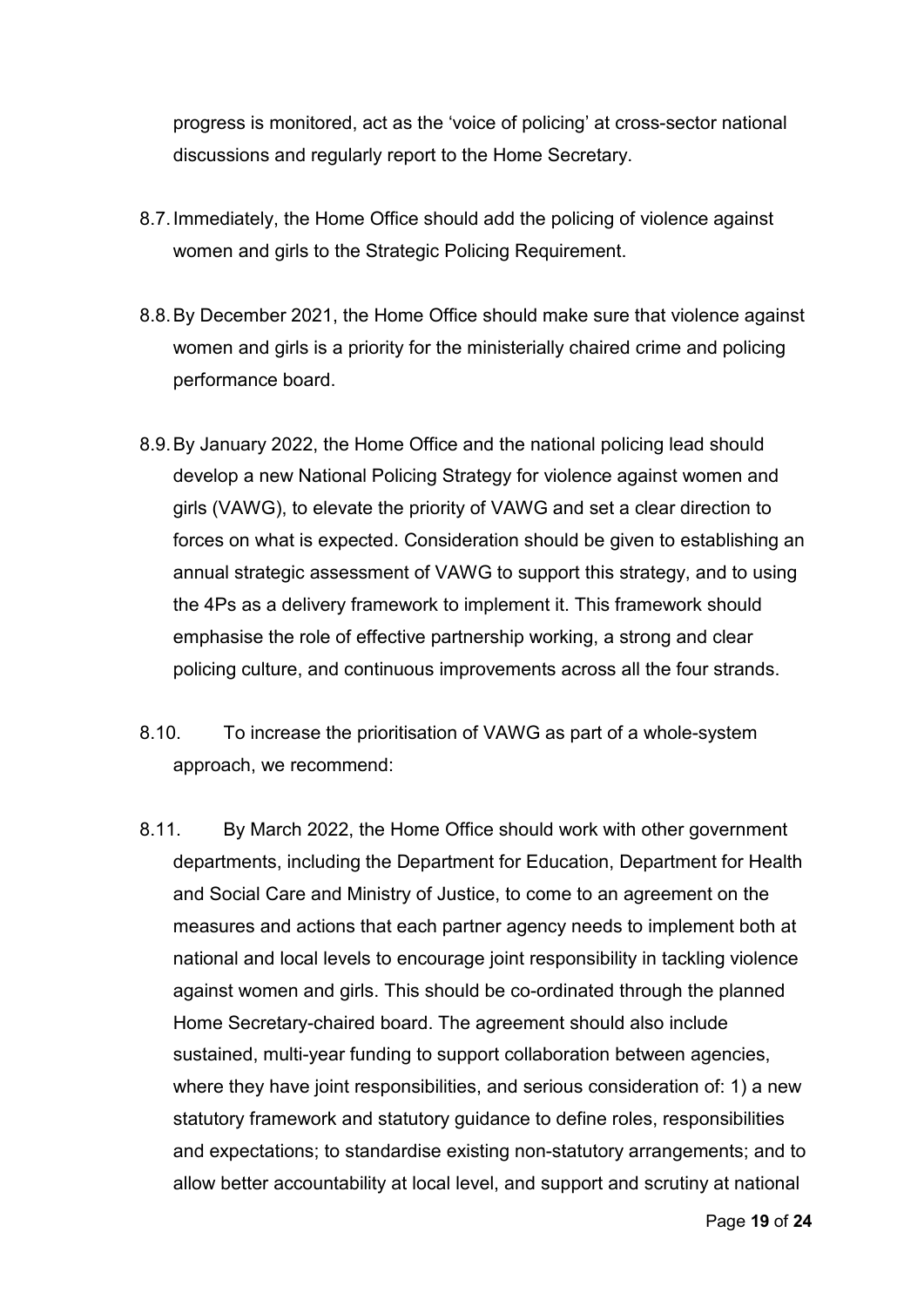progress is monitored, act as the 'voice of policing' at cross-sector national discussions and regularly report to the Home Secretary.

8.7. Immediately, the Home Office should add the policing of violence against women and girls to the Strategic Policing Requirement.

8.8. By December 2021, the Home Office should make sure that violence against women and girls is a priority for the ministerially chaired crime and policing performance board.

8.9. By January 2022, the Home Office and the national policing lead should develop a new National Policing Strategy for violence against women and girls (VAWG), to elevate the priority of VAWG and set a clear direction to forces on what is expected. Consideration should be given to establishing an annual strategic assessment of VAWG to support this strategy, and to using the 4Ps as a delivery framework to implement it. This framework should emphasise the role of effective partnership working, a strong and clear policing culture, and continuous improvements across all the four strands.

8.10. To increase the prioritisation of VAWG as part of a whole-system approach, we recommend:

8.11. By March 2022, the Home Office should work with other government departments, including the Department for Education, Department for Health and Social Care and Ministry of Justice, to come to an agreement on the measures and actions that each partner agency needs to implement both at national and local levels to encourage joint responsibility in tackling violence against women and girls. This should be co-ordinated through the planned Home Secretary-chaired board. The agreement should also include sustained, multi-year funding to support collaboration between agencies, where they have joint responsibilities, and serious consideration of: 1) a new statutory framework and statutory guidance to define roles, responsibilities and expectations; to standardise existing non-statutory arrangements; and to allow better accountability at local level, and support and scrutiny at national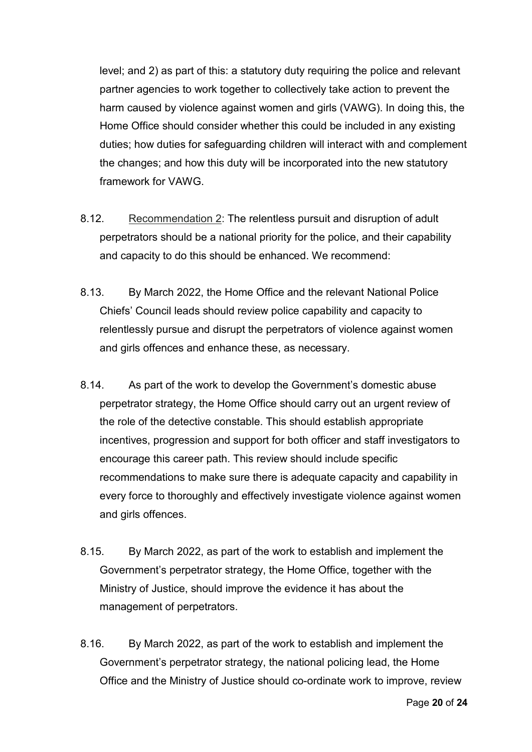level; and 2) as part of this: a statutory duty requiring the police and relevant partner agencies to work together to collectively take action to prevent the harm caused by violence against women and girls (VAWG). In doing this, the Home Office should consider whether this could be included in any existing duties; how duties for safeguarding children will interact with and complement the changes; and how this duty will be incorporated into the new statutory framework for VAWG.

8.12. Recommendation 2: The relentless pursuit and disruption of adult perpetrators should be a national priority for the police, and their capability and capacity to do this should be enhanced. We recommend:

8.13. By March 2022, the Home Office and the relevant National Police Chiefs' Council leads should review police capability and capacity to relentlessly pursue and disrupt the perpetrators of violence against women and girls offences and enhance these, as necessary.

8.14. As part of the work to develop the Government's domestic abuse perpetrator strategy, the Home Office should carry out an urgent review of the role of the detective constable. This should establish appropriate incentives, progression and support for both officer and staff investigators to encourage this career path. This review should include specific recommendations to make sure there is adequate capacity and capability in every force to thoroughly and effectively investigate violence against women and girls offences.

8.15. By March 2022, as part of the work to establish and implement the Government's perpetrator strategy, the Home Office, together with the Ministry of Justice, should improve the evidence it has about the management of perpetrators.

8.16. By March 2022, as part of the work to establish and implement the Government's perpetrator strategy, the national policing lead, the Home Office and the Ministry of Justice should co-ordinate work to improve, review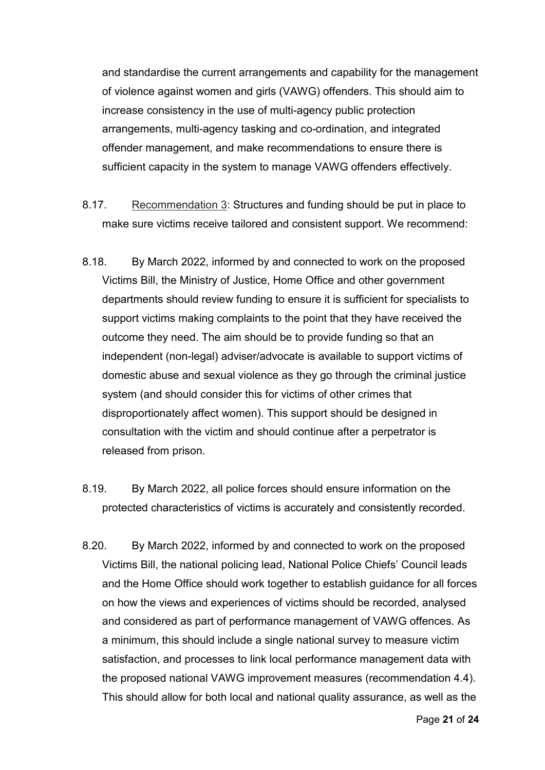and standardise the current arrangements and capability for the management of violence against women and girls (VAWG) offenders. This should aim to increase consistency in the use of multi-agency public protection arrangements, multi-agency tasking and co-ordination, and integrated offender management, and make recommendations to ensure there is sufficient capacity in the system to manage VAWG offenders effectively.

8.17. Recommendation 3: Structures and funding should be put in place to make sure victims receive tailored and consistent support. We recommend:

8.18. By March 2022, informed by and connected to work on the proposed Victims Bill, the Ministry of Justice, Home Office and other government departments should review funding to ensure it is sufficient for specialists to support victims making complaints to the point that they have received the outcome they need. The aim should be to provide funding so that an independent (non-legal) adviser/advocate is available to support victims of domestic abuse and sexual violence as they go through the criminal justice system (and should consider this for victims of other crimes that disproportionately affect women). This support should be designed in consultation with the victim and should continue after a perpetrator is released from prison.

8.19. By March 2022, all police forces should ensure information on the protected characteristics of victims is accurately and consistently recorded.

8.20. By March 2022, informed by and connected to work on the proposed Victims Bill, the national policing lead, National Police Chiefs' Council leads and the Home Office should work together to establish guidance for all forces on how the views and experiences of victims should be recorded, analysed and considered as part of performance management of VAWG offences. As a minimum, this should include a single national survey to measure victim satisfaction, and processes to link local performance management data with the proposed national VAWG improvement measures (recommendation 4.4). This should allow for both local and national quality assurance, as well as the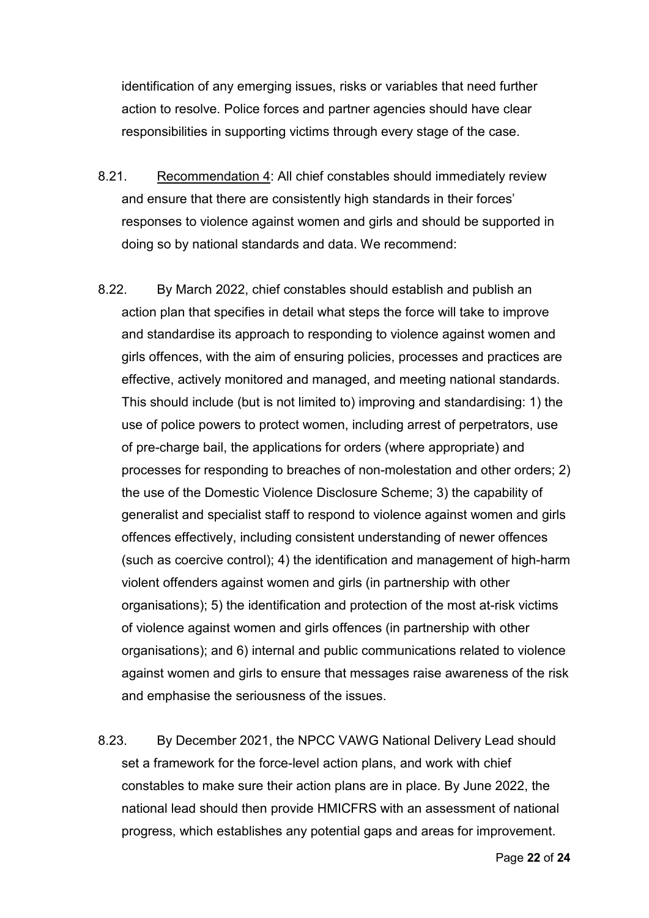identification of any emerging issues, risks or variables that need further action to resolve. Police forces and partner agencies should have clear responsibilities in supporting victims through every stage of the case.

8.21. Recommendation 4: All chief constables should immediately review and ensure that there are consistently high standards in their forces' responses to violence against women and girls and should be supported in doing so by national standards and data. We recommend:

8.22. By March 2022, chief constables should establish and publish an action plan that specifies in detail what steps the force will take to improve and standardise its approach to responding to violence against women and girls offences, with the aim of ensuring policies, processes and practices are effective, actively monitored and managed, and meeting national standards. This should include (but is not limited to) improving and standardising: 1) the use of police powers to protect women, including arrest of perpetrators, use of pre-charge bail, the applications for orders (where appropriate) and processes for responding to breaches of non-molestation and other orders; 2) the use of the Domestic Violence Disclosure Scheme; 3) the capability of generalist and specialist staff to respond to violence against women and girls offences effectively, including consistent understanding of newer offences (such as coercive control); 4) the identification and management of high-harm violent offenders against women and girls (in partnership with other organisations); 5) the identification and protection of the most at-risk victims of violence against women and girls offences (in partnership with other organisations); and 6) internal and public communications related to violence against women and girls to ensure that messages raise awareness of the risk and emphasise the seriousness of the issues.

8.23. By December 2021, the NPCC VAWG National Delivery Lead should set a framework for the force-level action plans, and work with chief constables to make sure their action plans are in place. By June 2022, the national lead should then provide HMICFRS with an assessment of national progress, which establishes any potential gaps and areas for improvement.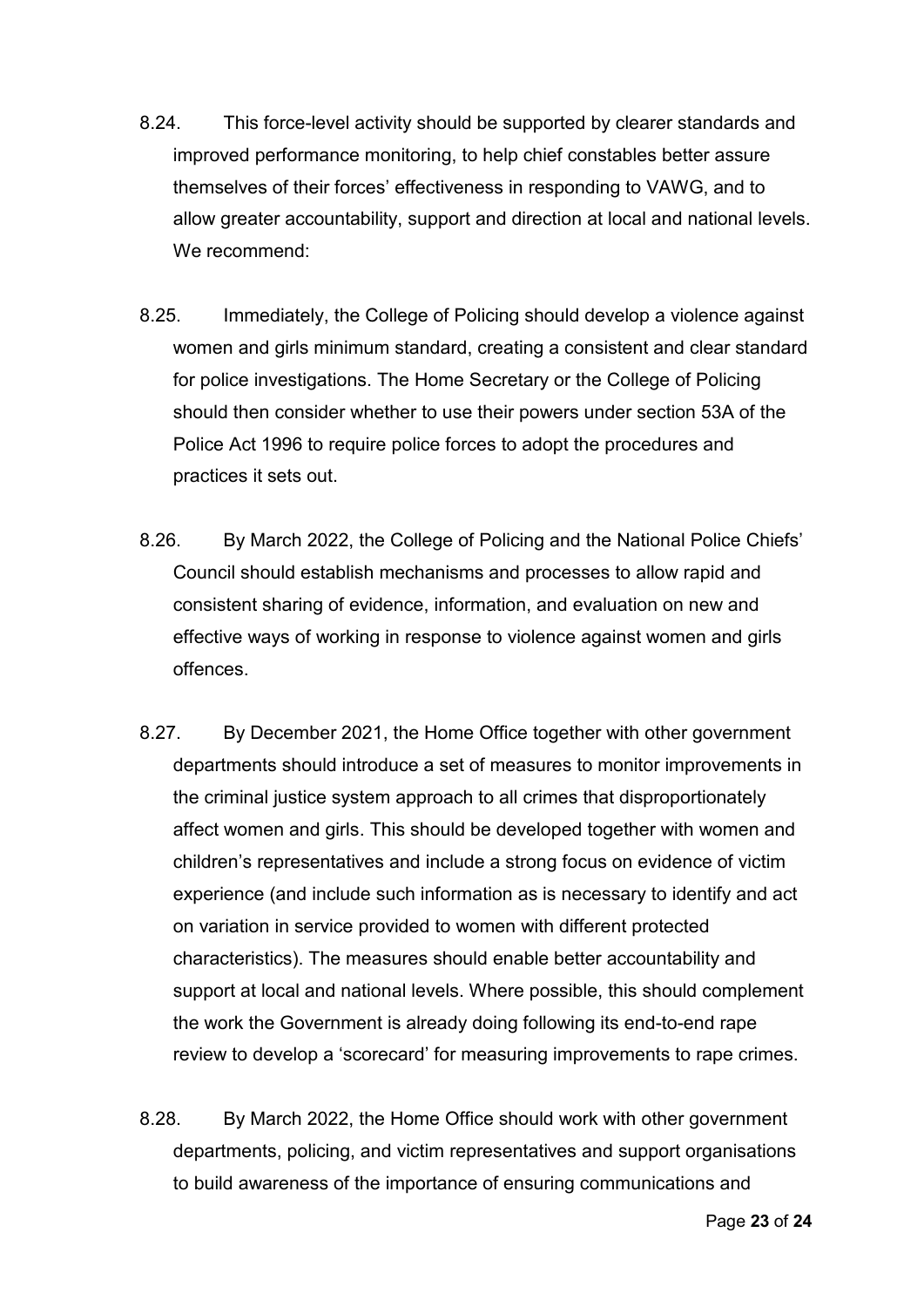8.24. This force-level activity should be supported by clearer standards and improved performance monitoring, to help chief constables better assure themselves of their forces' effectiveness in responding to VAWG, and to allow greater accountability, support and direction at local and national levels. We recommend:

8.25. Immediately, the College of Policing should develop a violence against women and girls minimum standard, creating a consistent and clear standard for police investigations. The Home Secretary or the College of Policing should then consider whether to use their powers under section 53A of the Police Act 1996 to require police forces to adopt the procedures and practices it sets out.

8.26. By March 2022, the College of Policing and the National Police Chiefs' Council should establish mechanisms and processes to allow rapid and consistent sharing of evidence, information, and evaluation on new and effective ways of working in response to violence against women and girls offences.

8.27. By December 2021, the Home Office together with other government departments should introduce a set of measures to monitor improvements in the criminal justice system approach to all crimes that disproportionately affect women and girls. This should be developed together with women and children's representatives and include a strong focus on evidence of victim experience (and include such information as is necessary to identify and act on variation in service provided to women with different protected characteristics). The measures should enable better accountability and support at local and national levels. Where possible, this should complement the work the Government is already doing following its end-to-end rape review to develop a 'scorecard' for measuring improvements to rape crimes.

8.28. By March 2022, the Home Office should work with other government departments, policing, and victim representatives and support organisations to build awareness of the importance of ensuring communications and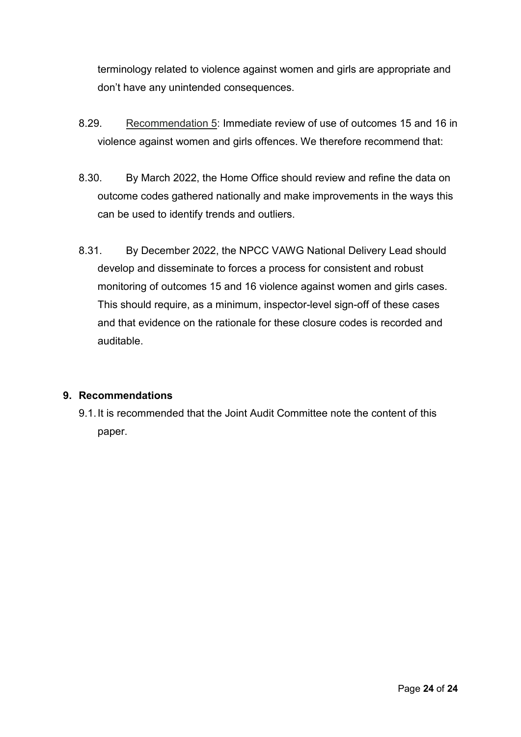terminology related to violence against women and girls are appropriate and don't have any unintended consequences.

8.29. Recommendation 5: Immediate review of use of outcomes 15 and 16 in violence against women and girls offences. We therefore recommend that:

8.30. By March 2022, the Home Office should review and refine the data on outcome codes gathered nationally and make improvements in the ways this can be used to identify trends and outliers.

8.31. By December 2022, the NPCC VAWG National Delivery Lead should develop and disseminate to forces a process for consistent and robust monitoring of outcomes 15 and 16 violence against women and girls cases. This should require, as a minimum, inspector-level sign-off of these cases and that evidence on the rationale for these closure codes is recorded and auditable.

## 9. Recommendations

9.1. It is recommended that the Joint Audit Committee note the content of this paper.